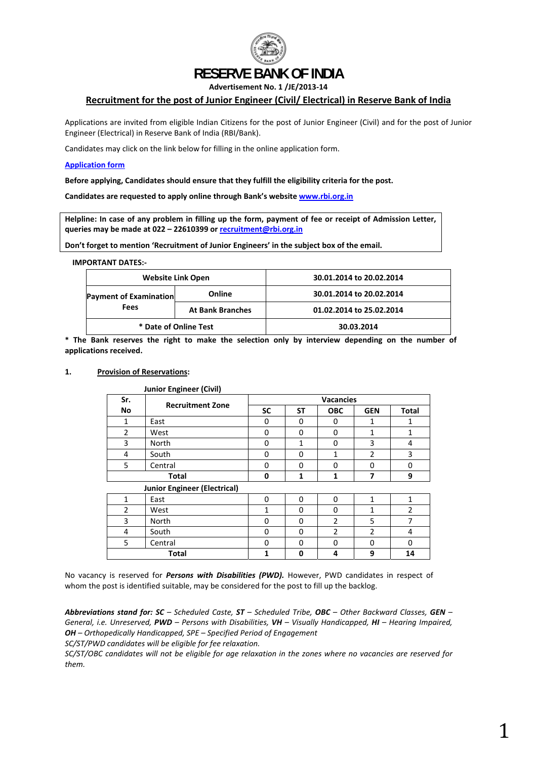# RESERVE BANK OF INDIA

**Advertisement No. 1 /JE/2013-14**

## Recruitment for the post of Junior Engineer (Civil/ Electrical) in Reserve Bank of India

Applications are invited from eligible Indian Citizens for the post of Junior Engineer (Civil) and for the post of Junior Engineer (Electrical) in Reserve Bank of India (RBI/Bank).

Candidates may click on the link below for filling in the online application form.

Application form

**Before applying, Candidates should ensure that they fulfill the eligibility criteria for the post.**

**Candidates are requested to apply online through Bank's website www.rbi.org.in**

**Helpline: In case of any problem in filling up the form, payment of fee or receipt of Admission Letter, queries may be made at 022 – 22610399 or recruitment@rbi.org.in**

**Don't forget to mention 'Recruitment of Junior Engineers' in the subject box of the email.**

**IMPORTANT DATES:-**

| Website Link Open | | 30.01.2014 to 20.02.2014 |
|---|---|---|
| Payment of Examination Fees | Online | 30.01.2014 to 20.02.2014 |
| | At Bank Branches | 01.02.2014 to 25.02.2014 |
| * Date of Online Test | | 30.03.2014 |

**\* The Bank reserves the right to make the selection only by interview depending on the number of applications received.**

### 1. Provision of Reservations:

**Junior Engineer (Civil)**

| Sr. No | Recruitment Zone | Vacancies | | | | |
|---|---|---|---|---|---|---|
| | | SC | ST | OBC | GEN | Total |
| 1 | East | 0 | 0 | 0 | 1 | 1 |
| 2 | West | 0 | 0 | 0 | 1 | 1 |
| 3 | North | 0 | 1 | 0 | 3 | 4 |
| 4 | South | 0 | 0 | 1 | 2 | 3 |
| 5 | Central | 0 | 0 | 0 | 0 | 0 |
| **Total** | | **0** | **1** | **1** | **7** | **9** |

**Junior Engineer (Electrical)**

| Sr. No | Recruitment Zone | SC | ST | OBC | GEN | Total |
|---|---|---|---|---|---|---|
| 1 | East | 0 | 0 | 0 | 1 | 1 |
| 2 | West | 1 | 0 | 0 | 1 | 2 |
| 3 | North | 0 | 0 | 2 | 5 | 7 |
| 4 | South | 0 | 0 | 2 | 2 | 4 |
| 5 | Central | 0 | 0 | 0 | 0 | 0 |
| **Total** | | **1** | **0** | **4** | **9** | **14** |

No vacancy is reserved for ***Persons with Disabilities (PWD).*** However, PWD candidates in respect of whom the post is identified suitable, may be considered for the post to fill up the backlog.

***Abbreviations stand for: SC** – Scheduled Caste, **ST** – Scheduled Tribe, **OBC** – Other Backward Classes, **GEN** – General, i.e. Unreserved, **PWD** – Persons with Disabilities, **VH** – Visually Handicapped, **HI** – Hearing Impaired, **OH** – Orthopedically Handicapped, SPE – Specified Period of Engagement*

*SC/ST/PWD candidates will be eligible for fee relaxation.*

*SC/ST/OBC candidates will not be eligible for age relaxation in the zones where no vacancies are reserved for them.*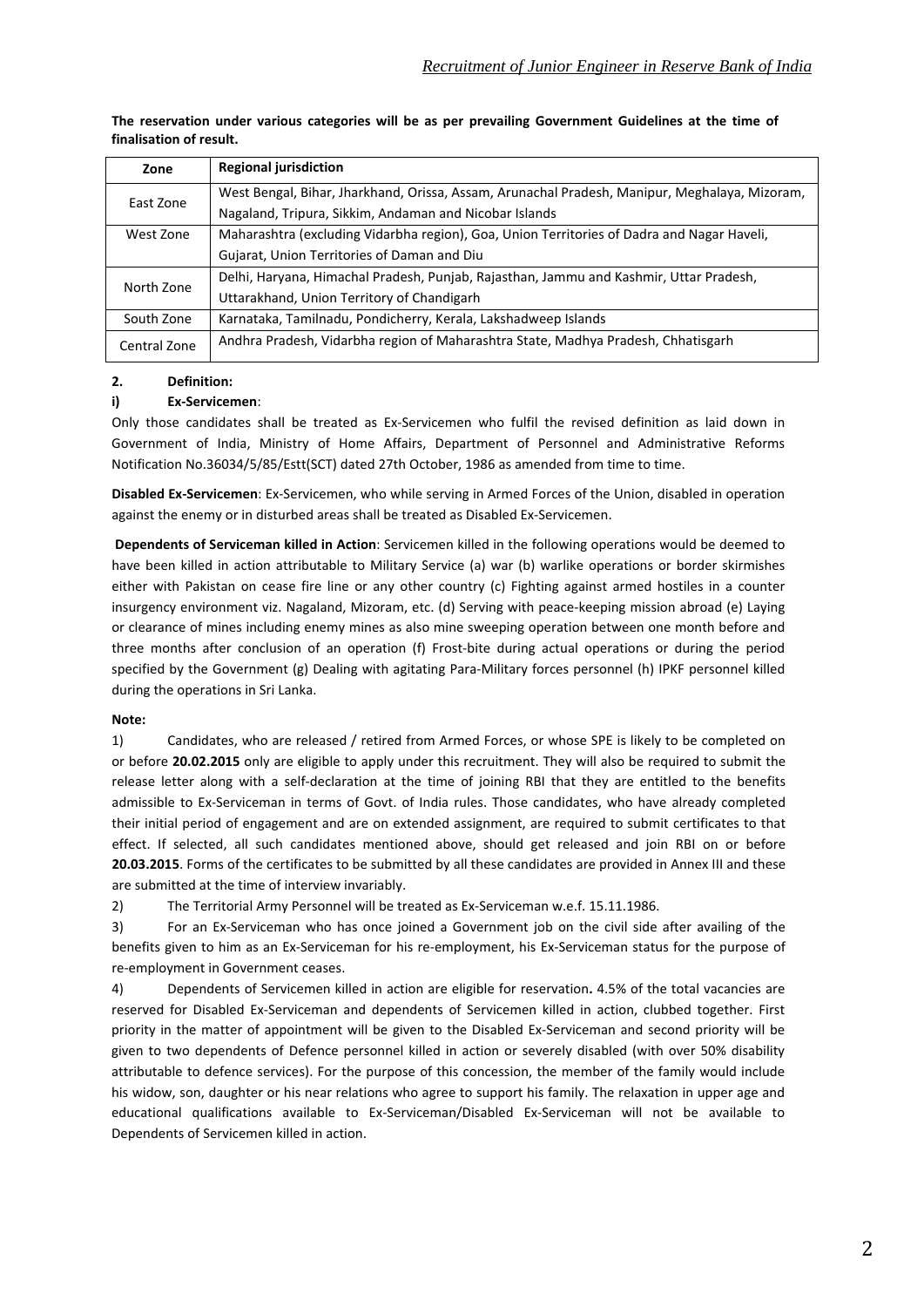**The reservation under various categories will be as per prevailing Government Guidelines at the time of finalisation of result.**

| Zone | Regional jurisdiction |
|---|---|
| East Zone | West Bengal, Bihar, Jharkhand, Orissa, Assam, Arunachal Pradesh, Manipur, Meghalaya, Mizoram, Nagaland, Tripura, Sikkim, Andaman and Nicobar Islands |
| West Zone | Maharashtra (excluding Vidarbha region), Goa, Union Territories of Dadra and Nagar Haveli, Gujarat, Union Territories of Daman and Diu |
| North Zone | Delhi, Haryana, Himachal Pradesh, Punjab, Rajasthan, Jammu and Kashmir, Uttar Pradesh, Uttarakhand, Union Territory of Chandigarh |
| South Zone | Karnataka, Tamilnadu, Pondicherry, Kerala, Lakshadweep Islands |
| Central Zone | Andhra Pradesh, Vidarbha region of Maharashtra State, Madhya Pradesh, Chhatisgarh |

**2. Definition:**

**i) Ex-Servicemen**:

Only those candidates shall be treated as Ex-Servicemen who fulfil the revised definition as laid down in Government of India, Ministry of Home Affairs, Department of Personnel and Administrative Reforms Notification No.36034/5/85/Estt(SCT) dated 27th October, 1986 as amended from time to time.

**Disabled Ex-Servicemen**: Ex-Servicemen, who while serving in Armed Forces of the Union, disabled in operation against the enemy or in disturbed areas shall be treated as Disabled Ex-Servicemen.

**Dependents of Serviceman killed in Action**: Servicemen killed in the following operations would be deemed to have been killed in action attributable to Military Service (a) war (b) warlike operations or border skirmishes either with Pakistan on cease fire line or any other country (c) Fighting against armed hostiles in a counter insurgency environment viz. Nagaland, Mizoram, etc. (d) Serving with peace-keeping mission abroad (e) Laying or clearance of mines including enemy mines as also mine sweeping operation between one month before and three months after conclusion of an operation (f) Frost-bite during actual operations or during the period specified by the Government (g) Dealing with agitating Para-Military forces personnel (h) IPKF personnel killed during the operations in Sri Lanka.

**Note:**

1) Candidates, who are released / retired from Armed Forces, or whose SPE is likely to be completed on or before **20.02.2015** only are eligible to apply under this recruitment. They will also be required to submit the release letter along with a self-declaration at the time of joining RBI that they are entitled to the benefits admissible to Ex-Serviceman in terms of Govt. of India rules. Those candidates, who have already completed their initial period of engagement and are on extended assignment, are required to submit certificates to that effect. If selected, all such candidates mentioned above, should get released and join RBI on or before **20.03.2015**. Forms of the certificates to be submitted by all these candidates are provided in Annex III and these are submitted at the time of interview invariably.

2) The Territorial Army Personnel will be treated as Ex-Serviceman w.e.f. 15.11.1986.

3) For an Ex-Serviceman who has once joined a Government job on the civil side after availing of the benefits given to him as an Ex-Serviceman for his re-employment, his Ex-Serviceman status for the purpose of re-employment in Government ceases.

4) Dependents of Servicemen killed in action are eligible for reservation**.** 4.5% of the total vacancies are reserved for Disabled Ex-Serviceman and dependents of Servicemen killed in action, clubbed together. First priority in the matter of appointment will be given to the Disabled Ex-Serviceman and second priority will be given to two dependents of Defence personnel killed in action or severely disabled (with over 50% disability attributable to defence services). For the purpose of this concession, the member of the family would include his widow, son, daughter or his near relations who agree to support his family. The relaxation in upper age and educational qualifications available to Ex-Serviceman/Disabled Ex-Serviceman will not be available to Dependents of Servicemen killed in action.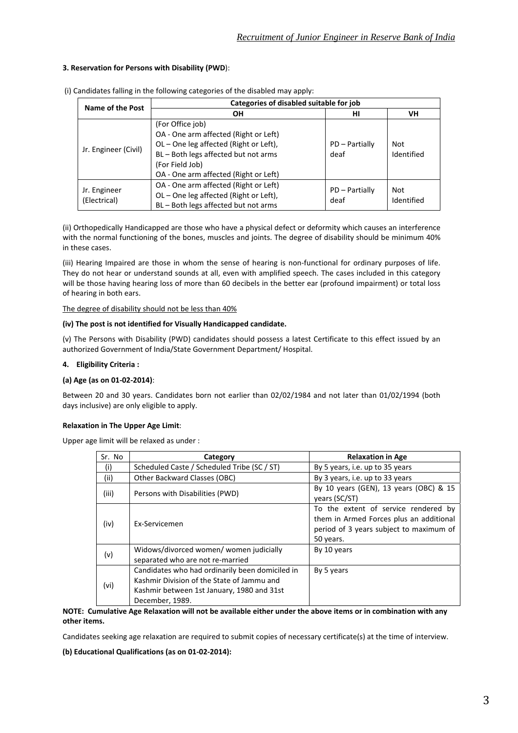**3. Reservation for Persons with Disability (PWD)**:

(i) Candidates falling in the following categories of the disabled may apply:

| Name of the Post | Categories of disabled suitable for job | | |
|---|---|---|---|
| | OH | HI | VH |
| Jr. Engineer (Civil) | (For Office job)<br>OA - One arm affected (Right or Left)<br>OL – One leg affected (Right or Left),<br>BL – Both legs affected but not arms<br>(For Field Job)<br>OA - One arm affected (Right or Left) | PD – Partially deaf | Not Identified |
| Jr. Engineer (Electrical) | OA - One arm affected (Right or Left)<br>OL – One leg affected (Right or Left),<br>BL – Both legs affected but not arms | PD – Partially deaf | Not Identified |

(ii) Orthopedically Handicapped are those who have a physical defect or deformity which causes an interference with the normal functioning of the bones, muscles and joints. The degree of disability should be minimum 40% in these cases.

(iii) Hearing Impaired are those in whom the sense of hearing is non-functional for ordinary purposes of life. They do not hear or understand sounds at all, even with amplified speech. The cases included in this category will be those having hearing loss of more than 60 decibels in the better ear (profound impairment) or total loss of hearing in both ears.

The degree of disability should not be less than 40%

**(iv) The post is not identified for Visually Handicapped candidate.**

(v) The Persons with Disability (PWD) candidates should possess a latest Certificate to this effect issued by an authorized Government of India/State Government Department/ Hospital.

**4. Eligibility Criteria :**

**(a) Age (as on 01-02-2014)**:

Between 20 and 30 years. Candidates born not earlier than 02/02/1984 and not later than 01/02/1994 (both days inclusive) are only eligible to apply.

**Relaxation in The Upper Age Limit**:

Upper age limit will be relaxed as under :

| Sr. No | Category | Relaxation in Age |
|---|---|---|
| (i) | Scheduled Caste / Scheduled Tribe (SC / ST) | By 5 years, i.e. up to 35 years |
| (ii) | Other Backward Classes (OBC) | By 3 years, i.e. up to 33 years |
| (iii) | Persons with Disabilities (PWD) | By 10 years (GEN), 13 years (OBC) & 15 years (SC/ST) |
| (iv) | Ex-Servicemen | To the extent of service rendered by them in Armed Forces plus an additional period of 3 years subject to maximum of 50 years. |
| (v) | Widows/divorced women/ women judicially separated who are not re-married | By 10 years |
| (vi) | Candidates who had ordinarily been domiciled in Kashmir Division of the State of Jammu and Kashmir between 1st January, 1980 and 31st December, 1989. | By 5 years |

**NOTE: Cumulative Age Relaxation will not be available either under the above items or in combination with any other items.**

Candidates seeking age relaxation are required to submit copies of necessary certificate(s) at the time of interview.

**(b) Educational Qualifications (as on 01-02-2014):**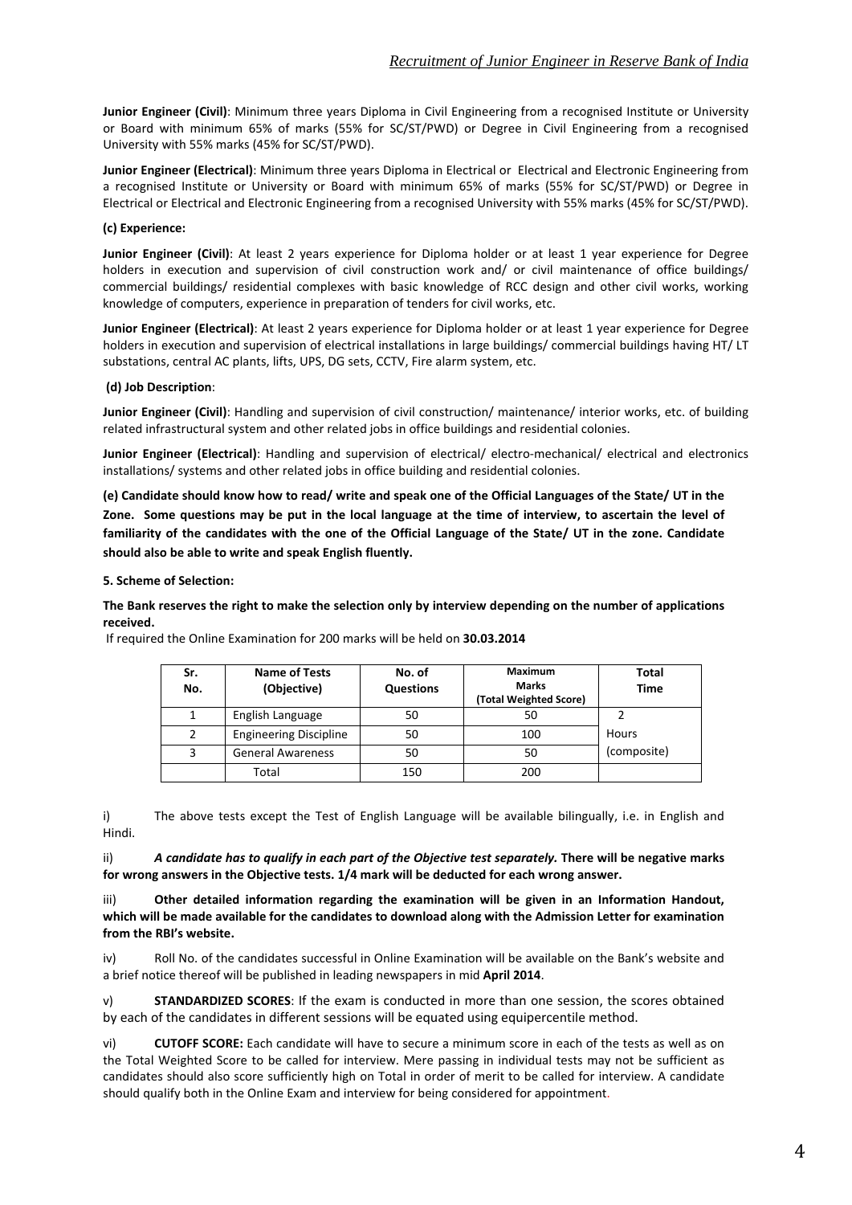**Junior Engineer (Civil)**: Minimum three years Diploma in Civil Engineering from a recognised Institute or University or Board with minimum 65% of marks (55% for SC/ST/PWD) or Degree in Civil Engineering from a recognised University with 55% marks (45% for SC/ST/PWD).

**Junior Engineer (Electrical)**: Minimum three years Diploma in Electrical or Electrical and Electronic Engineering from a recognised Institute or University or Board with minimum 65% of marks (55% for SC/ST/PWD) or Degree in Electrical or Electrical and Electronic Engineering from a recognised University with 55% marks (45% for SC/ST/PWD).

**(c) Experience:**

**Junior Engineer (Civil)**: At least 2 years experience for Diploma holder or at least 1 year experience for Degree holders in execution and supervision of civil construction work and/ or civil maintenance of office buildings/ commercial buildings/ residential complexes with basic knowledge of RCC design and other civil works, working knowledge of computers, experience in preparation of tenders for civil works, etc.

**Junior Engineer (Electrical)**: At least 2 years experience for Diploma holder or at least 1 year experience for Degree holders in execution and supervision of electrical installations in large buildings/ commercial buildings having HT/ LT substations, central AC plants, lifts, UPS, DG sets, CCTV, Fire alarm system, etc.

**(d) Job Description**:

**Junior Engineer (Civil)**: Handling and supervision of civil construction/ maintenance/ interior works, etc. of building related infrastructural system and other related jobs in office buildings and residential colonies.

**Junior Engineer (Electrical)**: Handling and supervision of electrical/ electro-mechanical/ electrical and electronics installations/ systems and other related jobs in office building and residential colonies.

**(e) Candidate should know how to read/ write and speak one of the Official Languages of the State/ UT in the Zone. Some questions may be put in the local language at the time of interview, to ascertain the level of familiarity of the candidates with the one of the Official Language of the State/ UT in the zone. Candidate should also be able to write and speak English fluently.**

**5. Scheme of Selection:**

**The Bank reserves the right to make the selection only by interview depending on the number of applications received.**

If required the Online Examination for 200 marks will be held on **30.03.2014**

| Sr. No. | Name of Tests (Objective) | No. of Questions | Maximum Marks (Total Weighted Score) | Total Time |
|---|---|---|---|---|
| 1 | English Language | 50 | 50 | 2 Hours (composite) |
| 2 | Engineering Discipline | 50 | 100 | |
| 3 | General Awareness | 50 | 50 | |
| | Total | 150 | 200 | |

i) The above tests except the Test of English Language will be available bilingually, i.e. in English and Hindi.

ii) ***A candidate has to qualify in each part of the Objective test separately.*** **There will be negative marks for wrong answers in the Objective tests. 1/4 mark will be deducted for each wrong answer.**

iii) **Other detailed information regarding the examination will be given in an Information Handout, which will be made available for the candidates to download along with the Admission Letter for examination from the RBI's website.**

iv) Roll No. of the candidates successful in Online Examination will be available on the Bank's website and a brief notice thereof will be published in leading newspapers in mid **April 2014**.

v) **STANDARDIZED SCORES**: If the exam is conducted in more than one session, the scores obtained by each of the candidates in different sessions will be equated using equipercentile method.

vi) **CUTOFF SCORE:** Each candidate will have to secure a minimum score in each of the tests as well as on the Total Weighted Score to be called for interview. Mere passing in individual tests may not be sufficient as candidates should also score sufficiently high on Total in order of merit to be called for interview. A candidate should qualify both in the Online Exam and interview for being considered for appointment.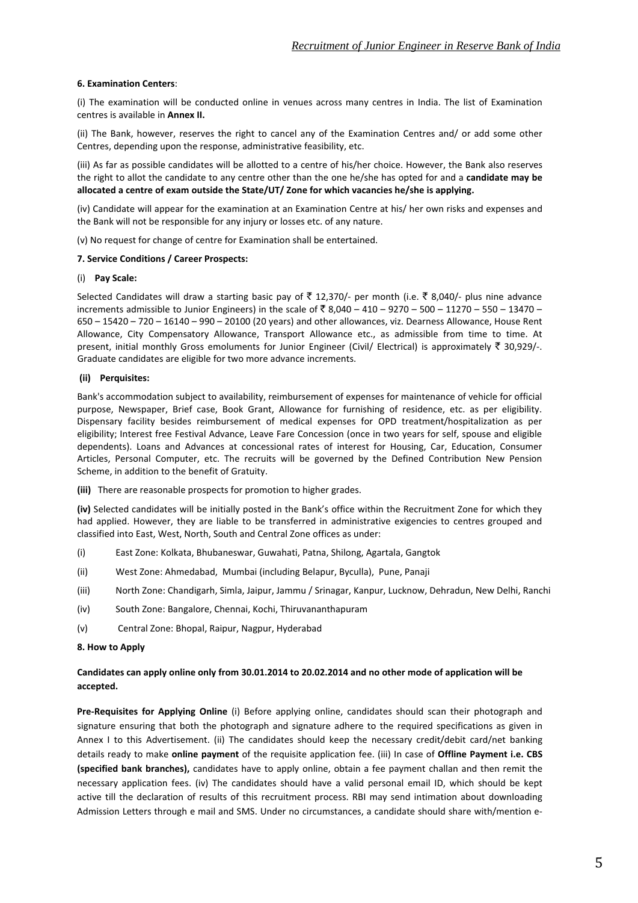**6. Examination Centers**:

(i) The examination will be conducted online in venues across many centres in India. The list of Examination centres is available in **Annex II.**

(ii) The Bank, however, reserves the right to cancel any of the Examination Centres and/ or add some other Centres, depending upon the response, administrative feasibility, etc.

(iii) As far as possible candidates will be allotted to a centre of his/her choice. However, the Bank also reserves the right to allot the candidate to any centre other than the one he/she has opted for and a **candidate may be allocated a centre of exam outside the State/UT/ Zone for which vacancies he/she is applying.**

(iv) Candidate will appear for the examination at an Examination Centre at his/ her own risks and expenses and the Bank will not be responsible for any injury or losses etc. of any nature.

(v) No request for change of centre for Examination shall be entertained.

**7. Service Conditions / Career Prospects:**

(i) **Pay Scale:**

Selected Candidates will draw a starting basic pay of ₹ 12,370/- per month (i.e. ₹ 8,040/- plus nine advance increments admissible to Junior Engineers) in the scale of ₹ 8,040 – 410 – 9270 – 500 – 11270 – 550 – 13470 – 650 – 15420 – 720 – 16140 – 990 – 20100 (20 years) and other allowances, viz. Dearness Allowance, House Rent Allowance, City Compensatory Allowance, Transport Allowance etc., as admissible from time to time. At present, initial monthly Gross emoluments for Junior Engineer (Civil/ Electrical) is approximately ₹ 30,929/-. Graduate candidates are eligible for two more advance increments.

**(ii) Perquisites:**

Bank's accommodation subject to availability, reimbursement of expenses for maintenance of vehicle for official purpose, Newspaper, Brief case, Book Grant, Allowance for furnishing of residence, etc. as per eligibility. Dispensary facility besides reimbursement of medical expenses for OPD treatment/hospitalization as per eligibility; Interest free Festival Advance, Leave Fare Concession (once in two years for self, spouse and eligible dependents). Loans and Advances at concessional rates of interest for Housing, Car, Education, Consumer Articles, Personal Computer, etc. The recruits will be governed by the Defined Contribution New Pension Scheme, in addition to the benefit of Gratuity.

**(iii)** There are reasonable prospects for promotion to higher grades.

**(iv)** Selected candidates will be initially posted in the Bank's office within the Recruitment Zone for which they had applied. However, they are liable to be transferred in administrative exigencies to centres grouped and classified into East, West, North, South and Central Zone offices as under:

(i) East Zone: Kolkata, Bhubaneswar, Guwahati, Patna, Shilong, Agartala, Gangtok

(ii) West Zone: Ahmedabad, Mumbai (including Belapur, Byculla), Pune, Panaji

(iii) North Zone: Chandigarh, Simla, Jaipur, Jammu / Srinagar, Kanpur, Lucknow, Dehradun, New Delhi, Ranchi

(iv) South Zone: Bangalore, Chennai, Kochi, Thiruvananthapuram

(v) Central Zone: Bhopal, Raipur, Nagpur, Hyderabad

**8. How to Apply**

**Candidates can apply online only from 30.01.2014 to 20.02.2014 and no other mode of application will be accepted.**

**Pre-Requisites for Applying Online** (i) Before applying online, candidates should scan their photograph and signature ensuring that both the photograph and signature adhere to the required specifications as given in Annex I to this Advertisement. (ii) The candidates should keep the necessary credit/debit card/net banking details ready to make **online payment** of the requisite application fee. (iii) In case of **Offline Payment i.e. CBS (specified bank branches),** candidates have to apply online, obtain a fee payment challan and then remit the necessary application fees. (iv) The candidates should have a valid personal email ID, which should be kept active till the declaration of results of this recruitment process. RBI may send intimation about downloading Admission Letters through e mail and SMS. Under no circumstances, a candidate should share with/mention e-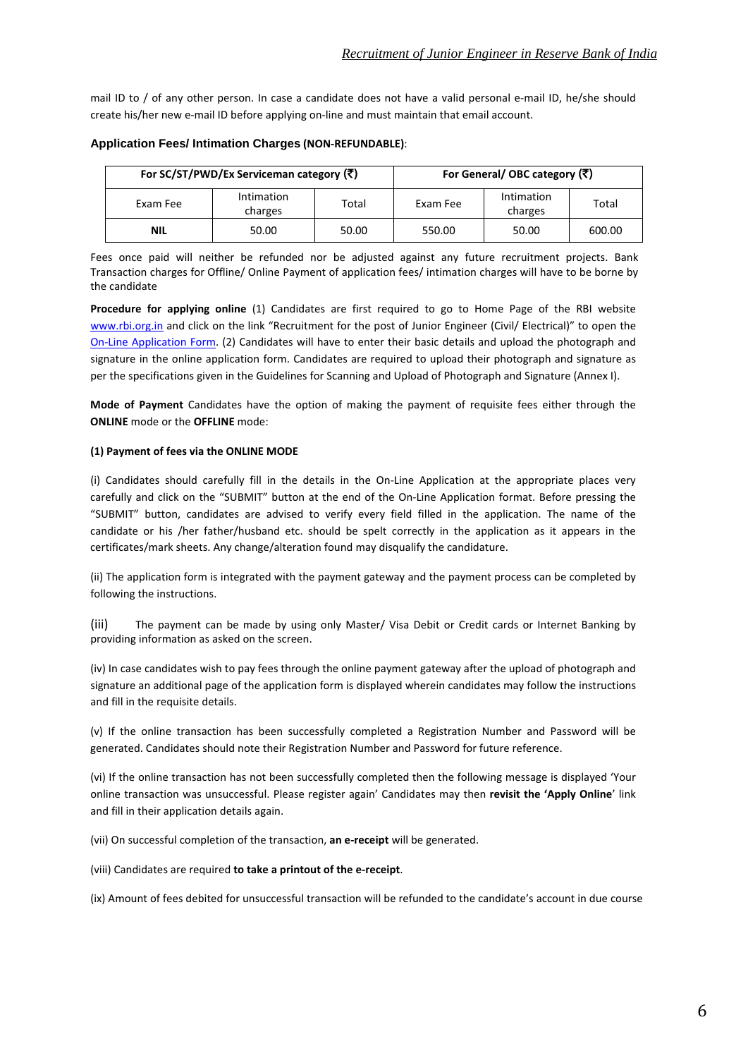mail ID to / of any other person. In case a candidate does not have a valid personal e-mail ID, he/she should create his/her new e-mail ID before applying on-line and must maintain that email account.

**Application Fees/ Intimation Charges (NON-REFUNDABLE)**:

| For SC/ST/PWD/Ex Serviceman category (₹) | | | For General/ OBC category (₹) | | |
|---|---|---|---|---|---|
| Exam Fee | Intimation charges | Total | Exam Fee | Intimation charges | Total |
| **NIL** | 50.00 | 50.00 | 550.00 | 50.00 | 600.00 |

Fees once paid will neither be refunded nor be adjusted against any future recruitment projects. Bank Transaction charges for Offline/ Online Payment of application fees/ intimation charges will have to be borne by the candidate

**Procedure for applying online** (1) Candidates are first required to go to Home Page of the RBI website www.rbi.org.in and click on the link "Recruitment for the post of Junior Engineer (Civil/ Electrical)" to open the On-Line Application Form. (2) Candidates will have to enter their basic details and upload the photograph and signature in the online application form. Candidates are required to upload their photograph and signature as per the specifications given in the Guidelines for Scanning and Upload of Photograph and Signature (Annex I).

**Mode of Payment** Candidates have the option of making the payment of requisite fees either through the **ONLINE** mode or the **OFFLINE** mode:

**(1) Payment of fees via the ONLINE MODE**

(i) Candidates should carefully fill in the details in the On-Line Application at the appropriate places very carefully and click on the "SUBMIT" button at the end of the On-Line Application format. Before pressing the "SUBMIT" button, candidates are advised to verify every field filled in the application. The name of the candidate or his /her father/husband etc. should be spelt correctly in the application as it appears in the certificates/mark sheets. Any change/alteration found may disqualify the candidature.

(ii) The application form is integrated with the payment gateway and the payment process can be completed by following the instructions.

(iii) The payment can be made by using only Master/ Visa Debit or Credit cards or Internet Banking by providing information as asked on the screen.

(iv) In case candidates wish to pay fees through the online payment gateway after the upload of photograph and signature an additional page of the application form is displayed wherein candidates may follow the instructions and fill in the requisite details.

(v) If the online transaction has been successfully completed a Registration Number and Password will be generated. Candidates should note their Registration Number and Password for future reference.

(vi) If the online transaction has not been successfully completed then the following message is displayed 'Your online transaction was unsuccessful. Please register again' Candidates may then **revisit the 'Apply Online**' link and fill in their application details again.

(vii) On successful completion of the transaction, **an e-receipt** will be generated.

(viii) Candidates are required **to take a printout of the e-receipt**.

(ix) Amount of fees debited for unsuccessful transaction will be refunded to the candidate's account in due course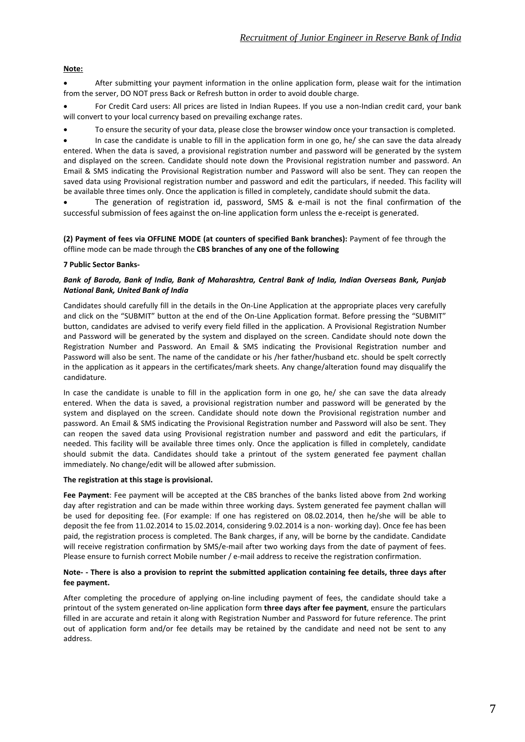**Note:**

- After submitting your payment information in the online application form, please wait for the intimation from the server, DO NOT press Back or Refresh button in order to avoid double charge.
- For Credit Card users: All prices are listed in Indian Rupees. If you use a non-Indian credit card, your bank will convert to your local currency based on prevailing exchange rates.
- To ensure the security of your data, please close the browser window once your transaction is completed.
- In case the candidate is unable to fill in the application form in one go, he/ she can save the data already entered. When the data is saved, a provisional registration number and password will be generated by the system and displayed on the screen. Candidate should note down the Provisional registration number and password. An Email & SMS indicating the Provisional Registration number and Password will also be sent. They can reopen the saved data using Provisional registration number and password and edit the particulars, if needed. This facility will be available three times only. Once the application is filled in completely, candidate should submit the data.
- The generation of registration id, password, SMS & e-mail is not the final confirmation of the successful submission of fees against the on-line application form unless the e-receipt is generated.

**(2) Payment of fees via OFFLINE MODE (at counters of specified Bank branches):** Payment of fee through the offline mode can be made through the **CBS branches of any one of the following**

**7 Public Sector Banks-**

***Bank of Baroda, Bank of India, Bank of Maharashtra, Central Bank of India, Indian Overseas Bank, Punjab National Bank, United Bank of India***

Candidates should carefully fill in the details in the On-Line Application at the appropriate places very carefully and click on the "SUBMIT" button at the end of the On-Line Application format. Before pressing the "SUBMIT" button, candidates are advised to verify every field filled in the application. A Provisional Registration Number and Password will be generated by the system and displayed on the screen. Candidate should note down the Registration Number and Password. An Email & SMS indicating the Provisional Registration number and Password will also be sent. The name of the candidate or his /her father/husband etc. should be spelt correctly in the application as it appears in the certificates/mark sheets. Any change/alteration found may disqualify the candidature.

In case the candidate is unable to fill in the application form in one go, he/ she can save the data already entered. When the data is saved, a provisional registration number and password will be generated by the system and displayed on the screen. Candidate should note down the Provisional registration number and password. An Email & SMS indicating the Provisional Registration number and Password will also be sent. They can reopen the saved data using Provisional registration number and password and edit the particulars, if needed. This facility will be available three times only. Once the application is filled in completely, candidate should submit the data. Candidates should take a printout of the system generated fee payment challan immediately. No change/edit will be allowed after submission.

**The registration at this stage is provisional.**

**Fee Payment**: Fee payment will be accepted at the CBS branches of the banks listed above from 2nd working day after registration and can be made within three working days. System generated fee payment challan will be used for depositing fee. (For example: If one has registered on 08.02.2014, then he/she will be able to deposit the fee from 11.02.2014 to 15.02.2014, considering 9.02.2014 is a non- working day). Once fee has been paid, the registration process is completed. The Bank charges, if any, will be borne by the candidate. Candidate will receive registration confirmation by SMS/e-mail after two working days from the date of payment of fees. Please ensure to furnish correct Mobile number / e-mail address to receive the registration confirmation.

**Note- - There is also a provision to reprint the submitted application containing fee details, three days after fee payment.**

After completing the procedure of applying on-line including payment of fees, the candidate should take a printout of the system generated on-line application form **three days after fee payment**, ensure the particulars filled in are accurate and retain it along with Registration Number and Password for future reference. The print out of application form and/or fee details may be retained by the candidate and need not be sent to any address.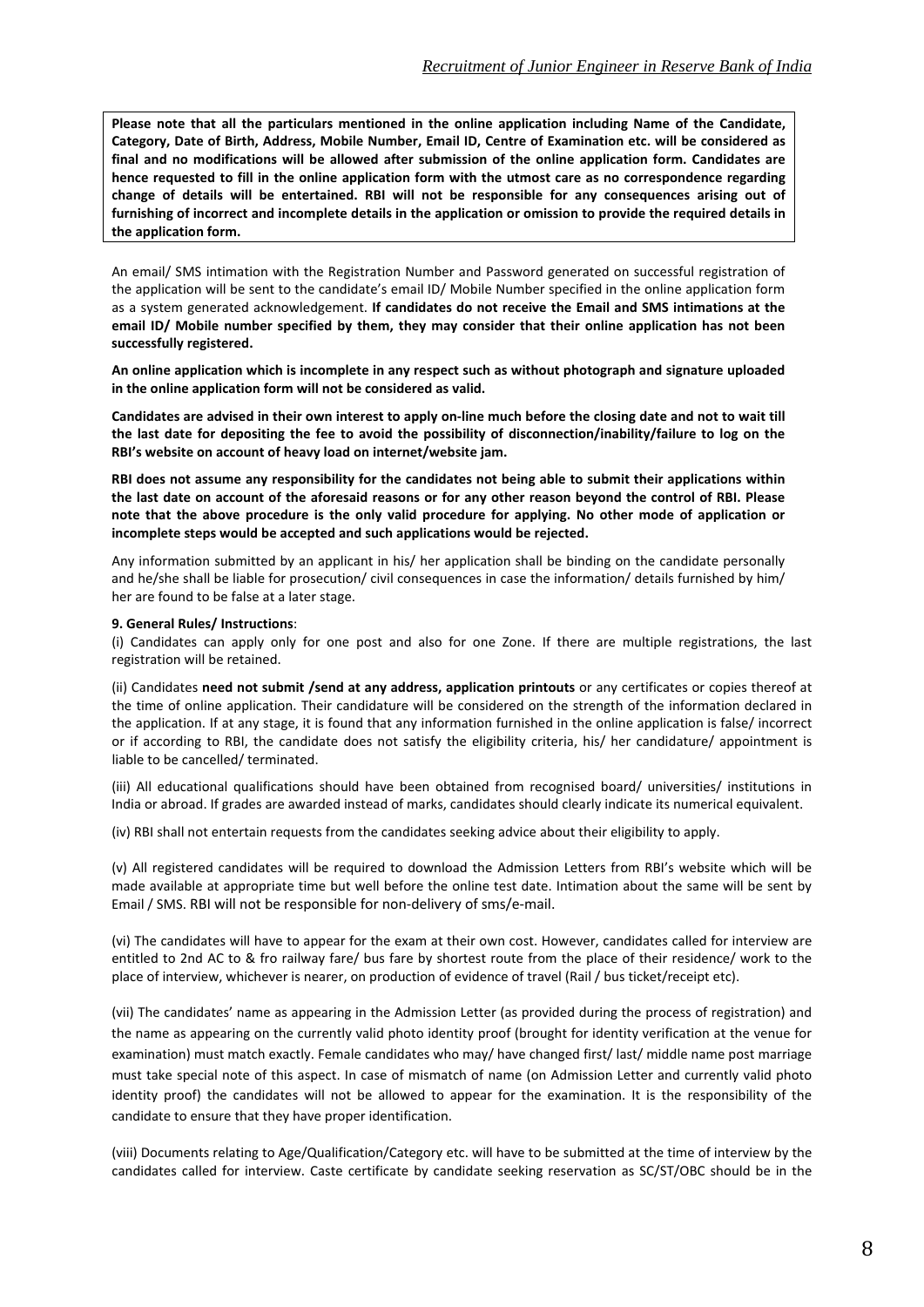**Please note that all the particulars mentioned in the online application including Name of the Candidate, Category, Date of Birth, Address, Mobile Number, Email ID, Centre of Examination etc. will be considered as final and no modifications will be allowed after submission of the online application form. Candidates are hence requested to fill in the online application form with the utmost care as no correspondence regarding change of details will be entertained. RBI will not be responsible for any consequences arising out of furnishing of incorrect and incomplete details in the application or omission to provide the required details in the application form.**

An email/ SMS intimation with the Registration Number and Password generated on successful registration of the application will be sent to the candidate's email ID/ Mobile Number specified in the online application form as a system generated acknowledgement. **If candidates do not receive the Email and SMS intimations at the email ID/ Mobile number specified by them, they may consider that their online application has not been successfully registered.**

**An online application which is incomplete in any respect such as without photograph and signature uploaded in the online application form will not be considered as valid.**

**Candidates are advised in their own interest to apply on-line much before the closing date and not to wait till the last date for depositing the fee to avoid the possibility of disconnection/inability/failure to log on the RBI's website on account of heavy load on internet/website jam.**

**RBI does not assume any responsibility for the candidates not being able to submit their applications within the last date on account of the aforesaid reasons or for any other reason beyond the control of RBI. Please note that the above procedure is the only valid procedure for applying. No other mode of application or incomplete steps would be accepted and such applications would be rejected.**

Any information submitted by an applicant in his/ her application shall be binding on the candidate personally and he/she shall be liable for prosecution/ civil consequences in case the information/ details furnished by him/ her are found to be false at a later stage.

**9. General Rules/ Instructions**:

(i) Candidates can apply only for one post and also for one Zone. If there are multiple registrations, the last registration will be retained.

(ii) Candidates **need not submit /send at any address, application printouts** or any certificates or copies thereof at the time of online application. Their candidature will be considered on the strength of the information declared in the application. If at any stage, it is found that any information furnished in the online application is false/ incorrect or if according to RBI, the candidate does not satisfy the eligibility criteria, his/ her candidature/ appointment is liable to be cancelled/ terminated.

(iii) All educational qualifications should have been obtained from recognised board/ universities/ institutions in India or abroad. If grades are awarded instead of marks, candidates should clearly indicate its numerical equivalent.

(iv) RBI shall not entertain requests from the candidates seeking advice about their eligibility to apply.

(v) All registered candidates will be required to download the Admission Letters from RBI's website which will be made available at appropriate time but well before the online test date. Intimation about the same will be sent by Email / SMS. RBI will not be responsible for non-delivery of sms/e-mail.

(vi) The candidates will have to appear for the exam at their own cost. However, candidates called for interview are entitled to 2nd AC to & fro railway fare/ bus fare by shortest route from the place of their residence/ work to the place of interview, whichever is nearer, on production of evidence of travel (Rail / bus ticket/receipt etc).

(vii) The candidates' name as appearing in the Admission Letter (as provided during the process of registration) and the name as appearing on the currently valid photo identity proof (brought for identity verification at the venue for examination) must match exactly. Female candidates who may/ have changed first/ last/ middle name post marriage must take special note of this aspect. In case of mismatch of name (on Admission Letter and currently valid photo identity proof) the candidates will not be allowed to appear for the examination. It is the responsibility of the candidate to ensure that they have proper identification.

(viii) Documents relating to Age/Qualification/Category etc. will have to be submitted at the time of interview by the candidates called for interview. Caste certificate by candidate seeking reservation as SC/ST/OBC should be in the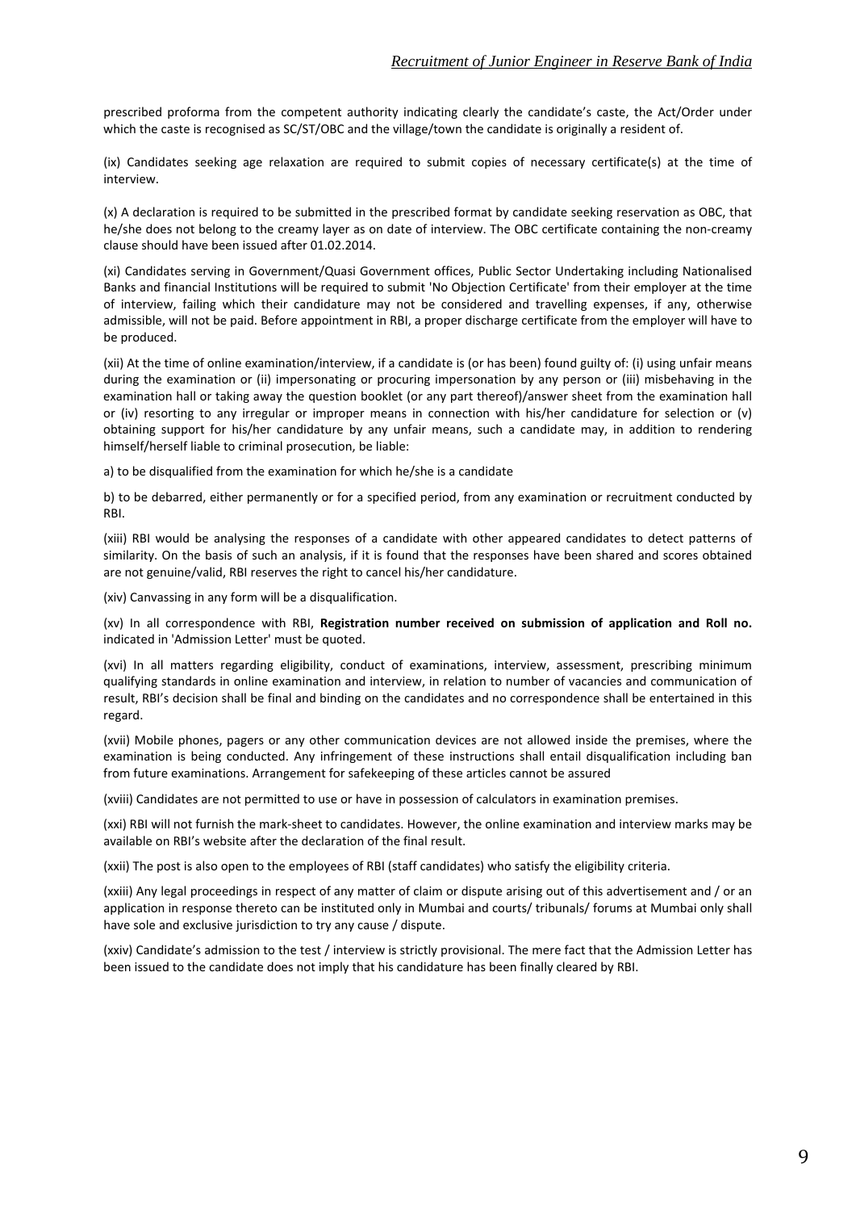prescribed proforma from the competent authority indicating clearly the candidate's caste, the Act/Order under which the caste is recognised as SC/ST/OBC and the village/town the candidate is originally a resident of.

(ix) Candidates seeking age relaxation are required to submit copies of necessary certificate(s) at the time of interview.

(x) A declaration is required to be submitted in the prescribed format by candidate seeking reservation as OBC, that he/she does not belong to the creamy layer as on date of interview. The OBC certificate containing the non-creamy clause should have been issued after 01.02.2014.

(xi) Candidates serving in Government/Quasi Government offices, Public Sector Undertaking including Nationalised Banks and financial Institutions will be required to submit 'No Objection Certificate' from their employer at the time of interview, failing which their candidature may not be considered and travelling expenses, if any, otherwise admissible, will not be paid. Before appointment in RBI, a proper discharge certificate from the employer will have to be produced.

(xii) At the time of online examination/interview, if a candidate is (or has been) found guilty of: (i) using unfair means during the examination or (ii) impersonating or procuring impersonation by any person or (iii) misbehaving in the examination hall or taking away the question booklet (or any part thereof)/answer sheet from the examination hall or (iv) resorting to any irregular or improper means in connection with his/her candidature for selection or (v) obtaining support for his/her candidature by any unfair means, such a candidate may, in addition to rendering himself/herself liable to criminal prosecution, be liable:

a) to be disqualified from the examination for which he/she is a candidate

b) to be debarred, either permanently or for a specified period, from any examination or recruitment conducted by RBI.

(xiii) RBI would be analysing the responses of a candidate with other appeared candidates to detect patterns of similarity. On the basis of such an analysis, if it is found that the responses have been shared and scores obtained are not genuine/valid, RBI reserves the right to cancel his/her candidature.

(xiv) Canvassing in any form will be a disqualification.

(xv) In all correspondence with RBI, **Registration number received on submission of application and Roll no.** indicated in 'Admission Letter' must be quoted.

(xvi) In all matters regarding eligibility, conduct of examinations, interview, assessment, prescribing minimum qualifying standards in online examination and interview, in relation to number of vacancies and communication of result, RBI's decision shall be final and binding on the candidates and no correspondence shall be entertained in this regard.

(xvii) Mobile phones, pagers or any other communication devices are not allowed inside the premises, where the examination is being conducted. Any infringement of these instructions shall entail disqualification including ban from future examinations. Arrangement for safekeeping of these articles cannot be assured

(xviii) Candidates are not permitted to use or have in possession of calculators in examination premises.

(xxi) RBI will not furnish the mark-sheet to candidates. However, the online examination and interview marks may be available on RBI's website after the declaration of the final result.

(xxii) The post is also open to the employees of RBI (staff candidates) who satisfy the eligibility criteria.

(xxiii) Any legal proceedings in respect of any matter of claim or dispute arising out of this advertisement and / or an application in response thereto can be instituted only in Mumbai and courts/ tribunals/ forums at Mumbai only shall have sole and exclusive jurisdiction to try any cause / dispute.

(xxiv) Candidate's admission to the test / interview is strictly provisional. The mere fact that the Admission Letter has been issued to the candidate does not imply that his candidature has been finally cleared by RBI.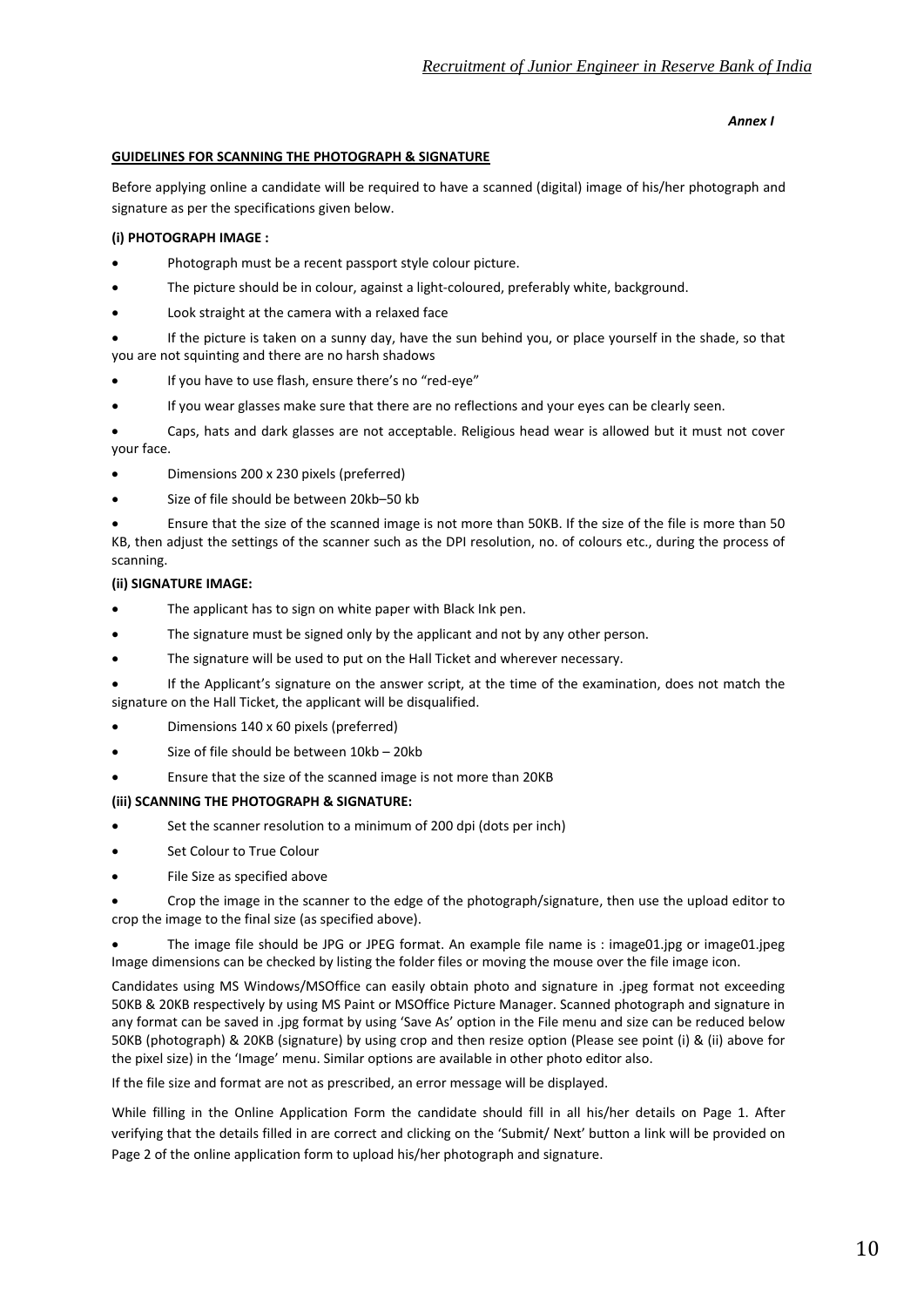*Annex I*

**GUIDELINES FOR SCANNING THE PHOTOGRAPH & SIGNATURE**

Before applying online a candidate will be required to have a scanned (digital) image of his/her photograph and signature as per the specifications given below.

**(i) PHOTOGRAPH IMAGE :**

- Photograph must be a recent passport style colour picture.
- The picture should be in colour, against a light-coloured, preferably white, background.
- Look straight at the camera with a relaxed face
- If the picture is taken on a sunny day, have the sun behind you, or place yourself in the shade, so that you are not squinting and there are no harsh shadows
- If you have to use flash, ensure there's no "red-eye"
- If you wear glasses make sure that there are no reflections and your eyes can be clearly seen.
- Caps, hats and dark glasses are not acceptable. Religious head wear is allowed but it must not cover your face.
- Dimensions 200 x 230 pixels (preferred)
- Size of file should be between 20kb–50 kb
- Ensure that the size of the scanned image is not more than 50KB. If the size of the file is more than 50 KB, then adjust the settings of the scanner such as the DPI resolution, no. of colours etc., during the process of scanning.

**(ii) SIGNATURE IMAGE:**

- The applicant has to sign on white paper with Black Ink pen.
- The signature must be signed only by the applicant and not by any other person.
- The signature will be used to put on the Hall Ticket and wherever necessary.
- If the Applicant's signature on the answer script, at the time of the examination, does not match the signature on the Hall Ticket, the applicant will be disqualified.
- Dimensions 140 x 60 pixels (preferred)
- Size of file should be between 10kb – 20kb
- Ensure that the size of the scanned image is not more than 20KB

**(iii) SCANNING THE PHOTOGRAPH & SIGNATURE:**

- Set the scanner resolution to a minimum of 200 dpi (dots per inch)
- Set Colour to True Colour
- File Size as specified above
- Crop the image in the scanner to the edge of the photograph/signature, then use the upload editor to crop the image to the final size (as specified above).
- The image file should be JPG or JPEG format. An example file name is : image01.jpg or image01.jpeg Image dimensions can be checked by listing the folder files or moving the mouse over the file image icon.

Candidates using MS Windows/MSOffice can easily obtain photo and signature in .jpeg format not exceeding 50KB & 20KB respectively by using MS Paint or MSOffice Picture Manager. Scanned photograph and signature in any format can be saved in .jpg format by using 'Save As' option in the File menu and size can be reduced below 50KB (photograph) & 20KB (signature) by using crop and then resize option (Please see point (i) & (ii) above for the pixel size) in the 'Image' menu. Similar options are available in other photo editor also.

If the file size and format are not as prescribed, an error message will be displayed.

While filling in the Online Application Form the candidate should fill in all his/her details on Page 1. After verifying that the details filled in are correct and clicking on the 'Submit/ Next' button a link will be provided on Page 2 of the online application form to upload his/her photograph and signature.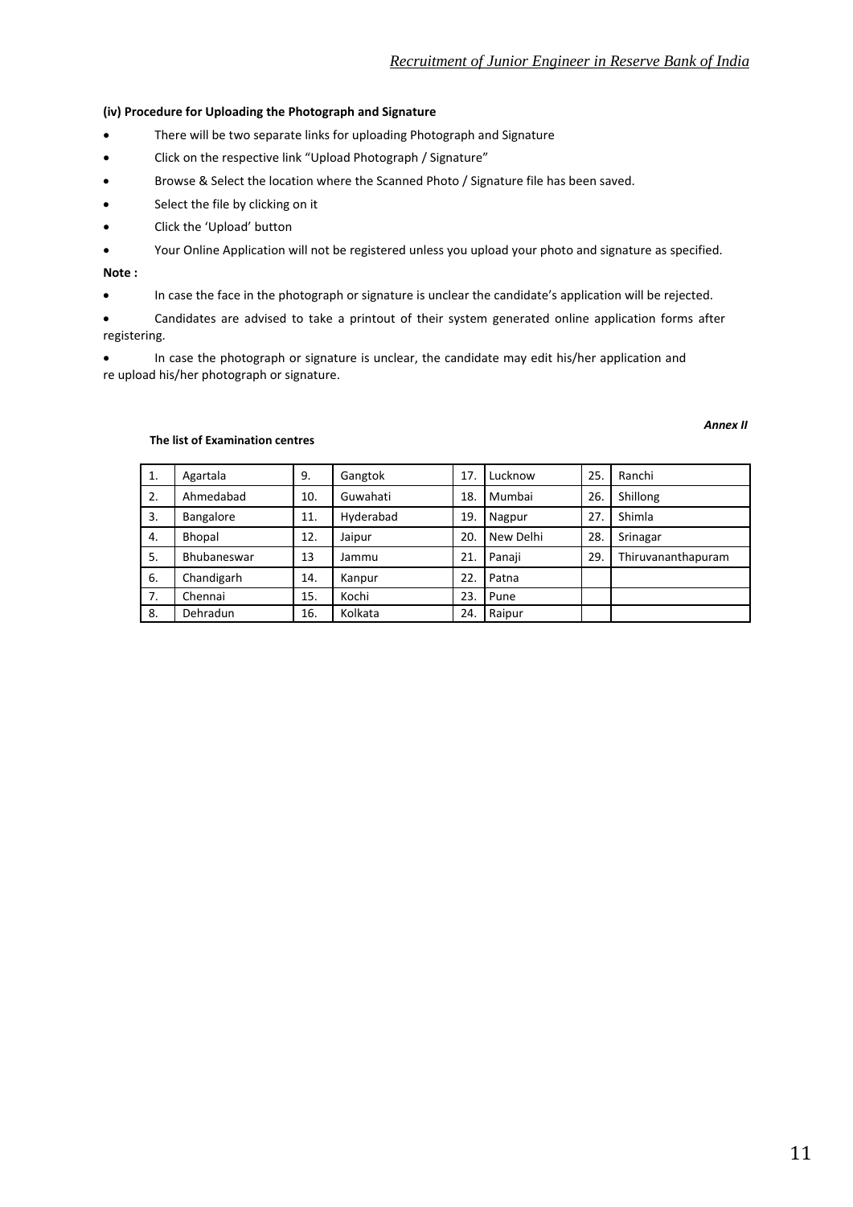**(iv) Procedure for Uploading the Photograph and Signature**

- There will be two separate links for uploading Photograph and Signature
- Click on the respective link "Upload Photograph / Signature"
- Browse & Select the location where the Scanned Photo / Signature file has been saved.
- Select the file by clicking on it
- Click the 'Upload' button
- Your Online Application will not be registered unless you upload your photo and signature as specified.

**Note :**

- In case the face in the photograph or signature is unclear the candidate's application will be rejected.
- Candidates are advised to take a printout of their system generated online application forms after registering.
- In case the photograph or signature is unclear, the candidate may edit his/her application and re upload his/her photograph or signature.

***Annex II***

**The list of Examination centres**

| 1. | Agartala | 9. | Gangtok | 17. | Lucknow | 25. | Ranchi |
|---|---|---|---|---|---|---|---|
| 2. | Ahmedabad | 10. | Guwahati | 18. | Mumbai | 26. | Shillong |
| 3. | Bangalore | 11. | Hyderabad | 19. | Nagpur | 27. | Shimla |
| 4. | Bhopal | 12. | Jaipur | 20. | New Delhi | 28. | Srinagar |
| 5. | Bhubaneswar | 13 | Jammu | 21. | Panaji | 29. | Thiruvananthapuram |
| 6. | Chandigarh | 14. | Kanpur | 22. | Patna | | |
| 7. | Chennai | 15. | Kochi | 23. | Pune | | |
| 8. | Dehradun | 16. | Kolkata | 24. | Raipur | | |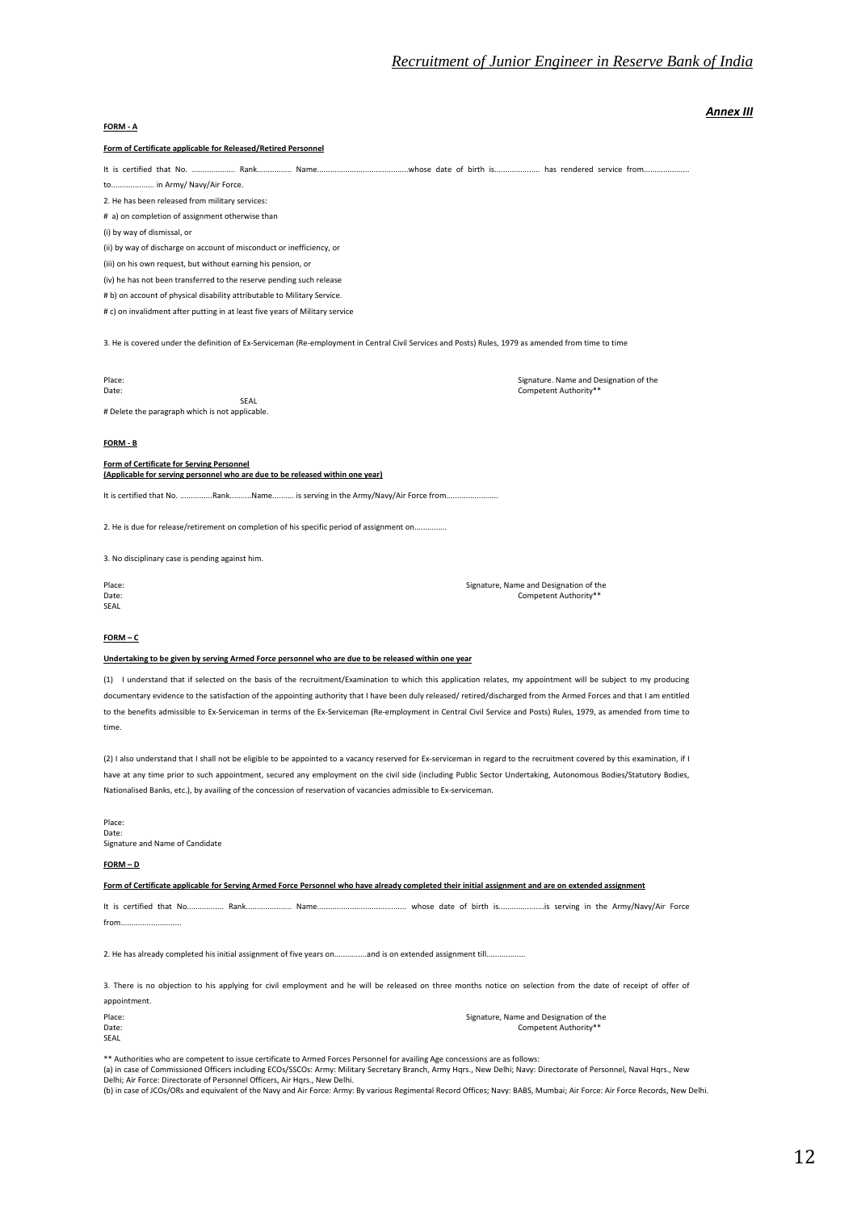*Annex III*

**FORM - A**

**Form of Certificate applicable for Released/Retired Personnel**

It is certified that No. .................... Rank................ Name..........................................whose date of birth is..................... has rendered service from..................... to.................... in Army/ Navy/Air Force.

2. He has been released from military services:

# a) on completion of assignment otherwise than

(i) by way of dismissal, or

(ii) by way of discharge on account of misconduct or inefficiency, or

(iii) on his own request, but without earning his pension, or

(iv) he has not been transferred to the reserve pending such release

# b) on account of physical disability attributable to Military Service.

# c) on invalidment after putting in at least five years of Military service

3. He is covered under the definition of Ex-Serviceman (Re-employment in Central Civil Services and Posts) Rules, 1979 as amended from time to time

Place:
Date:

SEAL

Signature. Name and Designation of the Competent Authority**

# Delete the paragraph which is not applicable.

**FORM - B**

**Form of Certificate for Serving Personnel**
**(Applicable for serving personnel who are due to be released within one year)**

It is certified that No. ................Rank..........Name.......... is serving in the Army/Navy/Air Force from........................

2. He is due for release/retirement on completion of his specific period of assignment on...............

3. No disciplinary case is pending against him.

Place:
Date:
SEAL

Signature, Name and Designation of the Competent Authority**

**FORM – C**

**Undertaking to be given by serving Armed Force personnel who are due to be released within one year**

(1) I understand that if selected on the basis of the recruitment/Examination to which this application relates, my appointment will be subject to my producing documentary evidence to the satisfaction of the appointing authority that I have been duly released/ retired/discharged from the Armed Forces and that I am entitled to the benefits admissible to Ex-Serviceman in terms of the Ex-Serviceman (Re-employment in Central Civil Service and Posts) Rules, 1979, as amended from time to time.

(2) I also understand that I shall not be eligible to be appointed to a vacancy reserved for Ex-serviceman in regard to the recruitment covered by this examination, if I have at any time prior to such appointment, secured any employment on the civil side (including Public Sector Undertaking, Autonomous Bodies/Statutory Bodies, Nationalised Banks, etc.), by availing of the concession of reservation of vacancies admissible to Ex-serviceman.

Place:
Date:
Signature and Name of Candidate

**FORM – D**

**Form of Certificate applicable for Serving Armed Force Personnel who have already completed their initial assignment and are on extended assignment**

It is certified that No................. Rank..................... Name.......................................... whose date of birth is.....................is serving in the Army/Navy/Air Force from............................

2. He has already completed his initial assignment of five years on...............and is on extended assignment till..................

3. There is no objection to his applying for civil employment and he will be released on three months notice on selection from the date of receipt of offer of appointment.

Place:
Date:
SEAL

Signature, Name and Designation of the Competent Authority**

** Authorities who are competent to issue certificate to Armed Forces Personnel for availing Age concessions are as follows:
(a) in case of Commissioned Officers including ECOs/SSCOs: Army: Military Secretary Branch, Army Hqrs., New Delhi; Navy: Directorate of Personnel, Naval Hqrs., New Delhi; Air Force: Directorate of Personnel Officers, Air Hqrs., New Delhi.
(b) in case of JCOs/ORs and equivalent of the Navy and Air Force: Army: By various Regimental Record Offices; Navy: BABS, Mumbai; Air Force: Air Force Records, New Delhi.